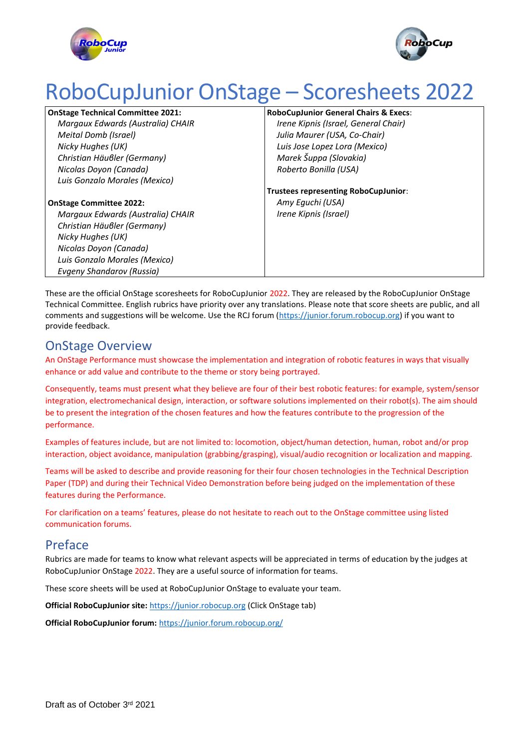# RoboCupJunior OnStage – Scoresheets 2022

| **OnStage Technical Committee 2021:** | **RoboCupJunior General Chairs & Execs**: |
|---|---|
| *Margaux Edwards (Australia) CHAIR* | *Irene Kipnis (Israel, General Chair)* |
| *Meital Domb (Israel)* | *Julia Maurer (USA, Co-Chair)* |
| *Nicky Hughes (UK)* | *Luis Jose Lopez Lora (Mexico)* |
| *Christian Häußler (Germany)* | *Marek Šuppa (Slovakia)* |
| *Nicolas Doyon (Canada)* | *Roberto Bonilla (USA)* |
| *Luis Gonzalo Morales (Mexico)* | |
| | **Trustees representing RoboCupJunior**: |
| **OnStage Committee 2022:** | *Amy Eguchi (USA)* |
| *Margaux Edwards (Australia) CHAIR* | *Irene Kipnis (Israel)* |
| *Christian Häußler (Germany)* | |
| *Nicky Hughes (UK)* | |
| *Nicolas Doyon (Canada)* | |
| *Luis Gonzalo Morales (Mexico)* | |
| *Evgeny Shandarov (Russia)* | |

These are the official OnStage scoresheets for RoboCupJunior 2022. They are released by the RoboCupJunior OnStage Technical Committee. English rubrics have priority over any translations. Please note that score sheets are public, and all comments and suggestions will be welcome. Use the RCJ forum (https://junior.forum.robocup.org) if you want to provide feedback.

## OnStage Overview

An OnStage Performance must showcase the implementation and integration of robotic features in ways that visually enhance or add value and contribute to the theme or story being portrayed.

Consequently, teams must present what they believe are four of their best robotic features: for example, system/sensor integration, electromechanical design, interaction, or software solutions implemented on their robot(s). The aim should be to present the integration of the chosen features and how the features contribute to the progression of the performance.

Examples of features include, but are not limited to: locomotion, object/human detection, human, robot and/or prop interaction, object avoidance, manipulation (grabbing/grasping), visual/audio recognition or localization and mapping.

Teams will be asked to describe and provide reasoning for their four chosen technologies in the Technical Description Paper (TDP) and during their Technical Video Demonstration before being judged on the implementation of these features during the Performance.

For clarification on a teams' features, please do not hesitate to reach out to the OnStage committee using listed communication forums.

## Preface

Rubrics are made for teams to know what relevant aspects will be appreciated in terms of education by the judges at RoboCupJunior OnStage 2022. They are a useful source of information for teams.

These score sheets will be used at RoboCupJunior OnStage to evaluate your team.

**Official RoboCupJunior site:** https://junior.robocup.org (Click OnStage tab)

**Official RoboCupJunior forum:** https://junior.forum.robocup.org/

Draft as of October 3rd 2021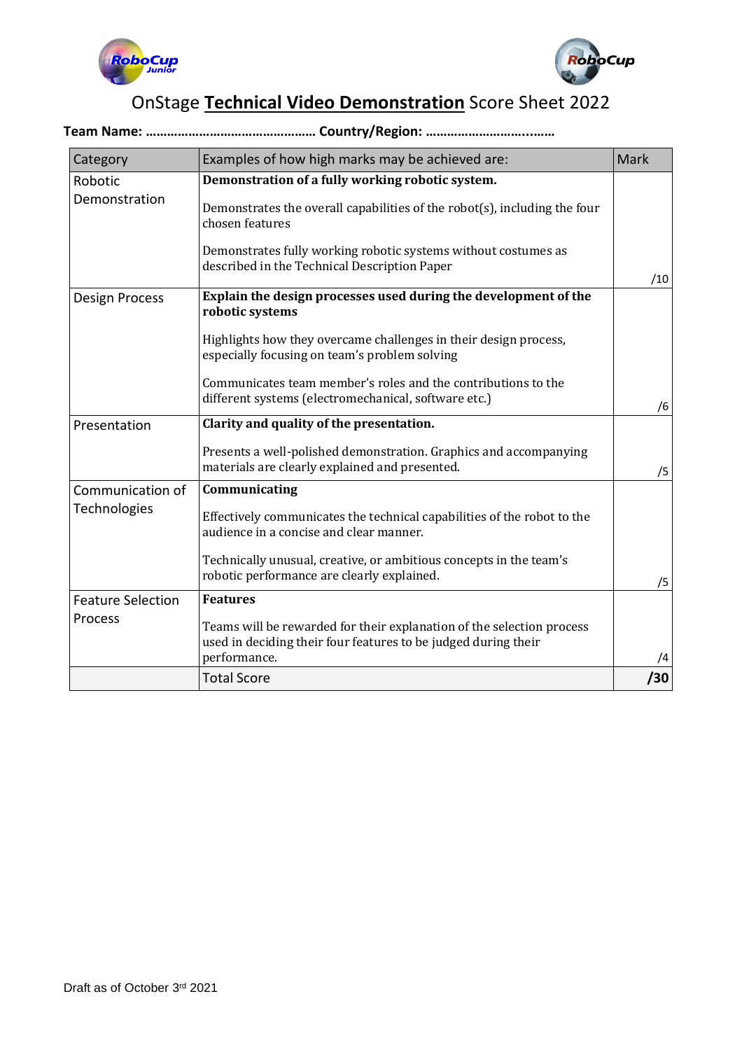# OnStage **Technical Video Demonstration** Score Sheet 2022

**Team Name: ………………………………………… Country/Region: ……………………….……**

| Category | Examples of how high marks may be achieved are: | Mark |
|---|---|---|
| Robotic Demonstration | **Demonstration of a fully working robotic system.**<br><br>Demonstrates the overall capabilities of the robot(s), including the four chosen features<br><br>Demonstrates fully working robotic systems without costumes as described in the Technical Description Paper | /10 |
| Design Process | **Explain the design processes used during the development of the robotic systems**<br><br>Highlights how they overcame challenges in their design process, especially focusing on team's problem solving<br><br>Communicates team member's roles and the contributions to the different systems (electromechanical, software etc.) | /6 |
| Presentation | **Clarity and quality of the presentation.**<br><br>Presents a well-polished demonstration. Graphics and accompanying materials are clearly explained and presented. | /5 |
| Communication of Technologies | **Communicating**<br><br>Effectively communicates the technical capabilities of the robot to the audience in a concise and clear manner.<br><br>Technically unusual, creative, or ambitious concepts in the team's robotic performance are clearly explained. | /5 |
| Feature Selection Process | **Features**<br><br>Teams will be rewarded for their explanation of the selection process used in deciding their four features to be judged during their performance. | /4 |
| | Total Score | **/30** |

Draft as of October 3rd 2021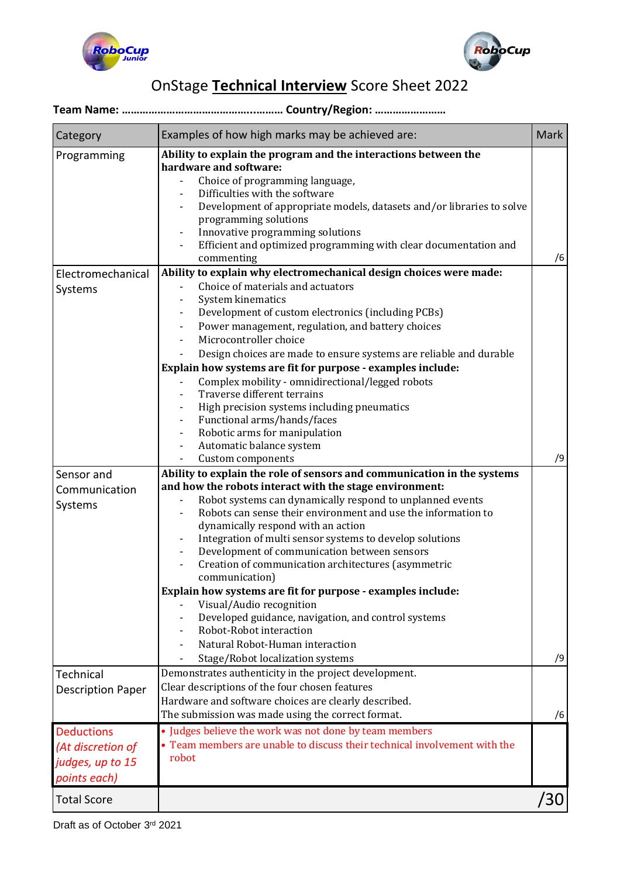# OnStage **Technical Interview** Score Sheet 2022

**Team Name: …………………………………….……… Country/Region: ……………………**

| Category | Examples of how high marks may be achieved are: | Mark |
|---|---|---|
| Programming | **Ability to explain the program and the interactions between the hardware and software:**<br>- Choice of programming language,<br>- Difficulties with the software<br>- Development of appropriate models, datasets and/or libraries to solve programming solutions<br>- Innovative programming solutions<br>- Efficient and optimized programming with clear documentation and commenting | /6 |
| Electromechanical Systems | **Ability to explain why electromechanical design choices were made:**<br>- Choice of materials and actuators<br>- System kinematics<br>- Development of custom electronics (including PCBs)<br>- Power management, regulation, and battery choices<br>- Microcontroller choice<br>- Design choices are made to ensure systems are reliable and durable<br>**Explain how systems are fit for purpose - examples include:**<br>- Complex mobility - omnidirectional/legged robots<br>- Traverse different terrains<br>- High precision systems including pneumatics<br>- Functional arms/hands/faces<br>- Robotic arms for manipulation<br>- Automatic balance system<br>- Custom components | /9 |
| Sensor and Communication Systems | **Ability to explain the role of sensors and communication in the systems and how the robots interact with the stage environment:**<br>- Robot systems can dynamically respond to unplanned events<br>- Robots can sense their environment and use the information to dynamically respond with an action<br>- Integration of multi sensor systems to develop solutions<br>- Development of communication between sensors<br>- Creation of communication architectures (asymmetric communication)<br>**Explain how systems are fit for purpose - examples include:**<br>- Visual/Audio recognition<br>- Developed guidance, navigation, and control systems<br>- Robot-Robot interaction<br>- Natural Robot-Human interaction<br>- Stage/Robot localization systems | /9 |
| Technical Description Paper | Demonstrates authenticity in the project development.<br>Clear descriptions of the four chosen features<br>Hardware and software choices are clearly described.<br>The submission was made using the correct format. | /6 |
| Deductions<br>*(At discretion of judges, up to 15 points each)* | • Judges believe the work was not done by team members<br>• Team members are unable to discuss their technical involvement with the robot | |
| Total Score | | /30 |

Draft as of October 3rd 2021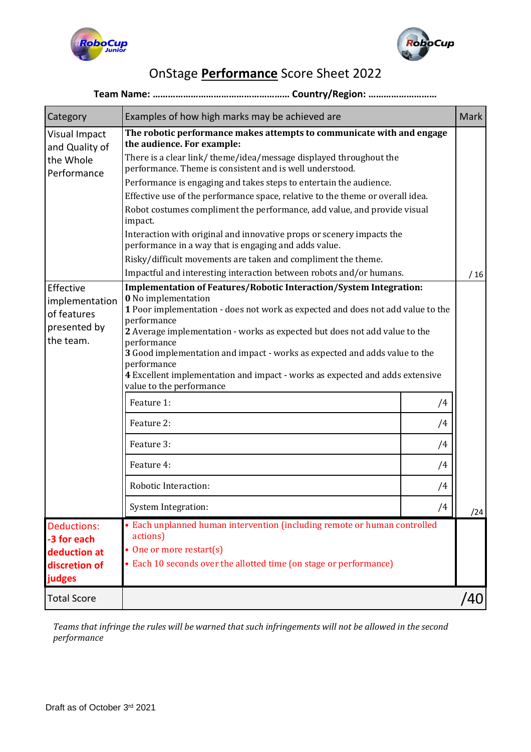# OnStage **Performance** Score Sheet 2022

**Team Name: ……………………………………………… Country/Region: ………………………**

| Category | Examples of how high marks may be achieved are | Mark |
|---|---|---|
| Visual Impact and Quality of the Whole Performance | **The robotic performance makes attempts to communicate with and engage the audience. For example:**<br>There is a clear link/ theme/idea/message displayed throughout the performance. Theme is consistent and is well understood.<br>Performance is engaging and takes steps to entertain the audience.<br>Effective use of the performance space, relative to the theme or overall idea.<br>Robot costumes compliment the performance, add value, and provide visual impact.<br>Interaction with original and innovative props or scenery impacts the performance in a way that is engaging and adds value.<br>Risky/difficult movements are taken and compliment the theme.<br>Impactful and interesting interaction between robots and/or humans. | / 16 |
| Effective implementation of features presented by the team. | **Implementation of Features/Robotic Interaction/System Integration:**<br>**0** No implementation<br>**1** Poor implementation - does not work as expected and does not add value to the performance<br>**2** Average implementation - works as expected but does not add value to the performance<br>**3** Good implementation and impact - works as expected and adds value to the performance<br>**4** Excellent implementation and impact - works as expected and adds extensive value to the performance<br>Feature 1: /4<br>Feature 2: /4<br>Feature 3: /4<br>Feature 4: /4<br>Robotic Interaction: /4<br>System Integration: /4 | /24 |
| Deductions: **-3 for each deduction at discretion of judges** | • Each unplanned human intervention (including remote or human controlled actions)<br>• One or more restart(s)<br>• Each 10 seconds over the allotted time (on stage or performance) | |
| Total Score | | /40 |

*Teams that infringe the rules will be warned that such infringements will not be allowed in the second performance*

Draft as of October 3rd 2021